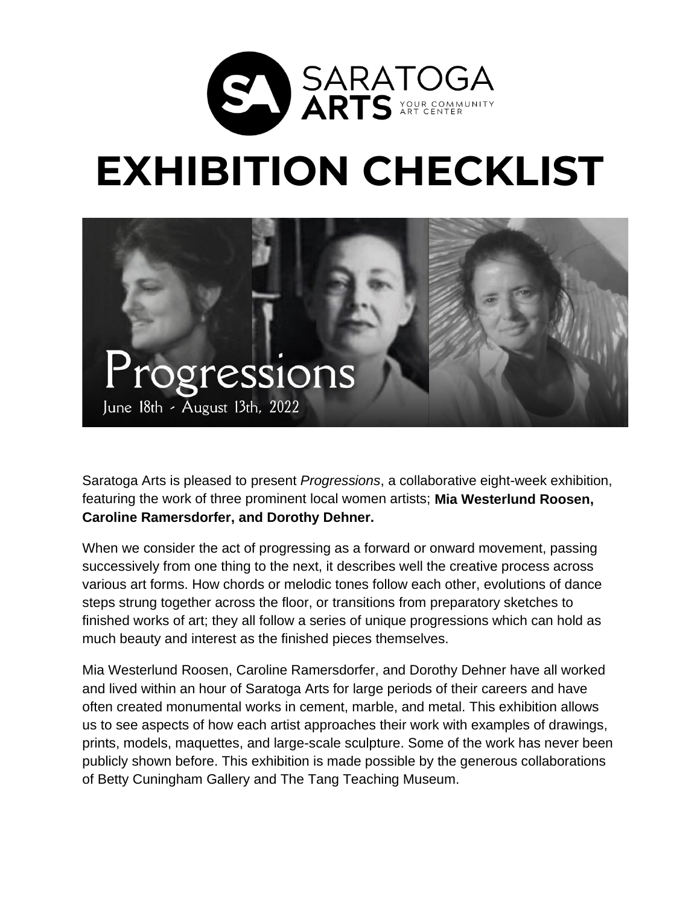SARATOGA ARTS
YOUR COMMUNITY ART CENTER

# EXHIBITION CHECKLIST

Progressions
June 18th - August 13th, 2022

Saratoga Arts is pleased to present *Progressions*, a collaborative eight-week exhibition, featuring the work of three prominent local women artists; **Mia Westerlund Roosen, Caroline Ramersdorfer, and Dorothy Dehner.**

When we consider the act of progressing as a forward or onward movement, passing successively from one thing to the next, it describes well the creative process across various art forms. How chords or melodic tones follow each other, evolutions of dance steps strung together across the floor, or transitions from preparatory sketches to finished works of art; they all follow a series of unique progressions which can hold as much beauty and interest as the finished pieces themselves.

Mia Westerlund Roosen, Caroline Ramersdorfer, and Dorothy Dehner have all worked and lived within an hour of Saratoga Arts for large periods of their careers and have often created monumental works in cement, marble, and metal. This exhibition allows us to see aspects of how each artist approaches their work with examples of drawings, prints, models, maquettes, and large-scale sculpture. Some of the work has never been publicly shown before. This exhibition is made possible by the generous collaborations of Betty Cuningham Gallery and The Tang Teaching Museum.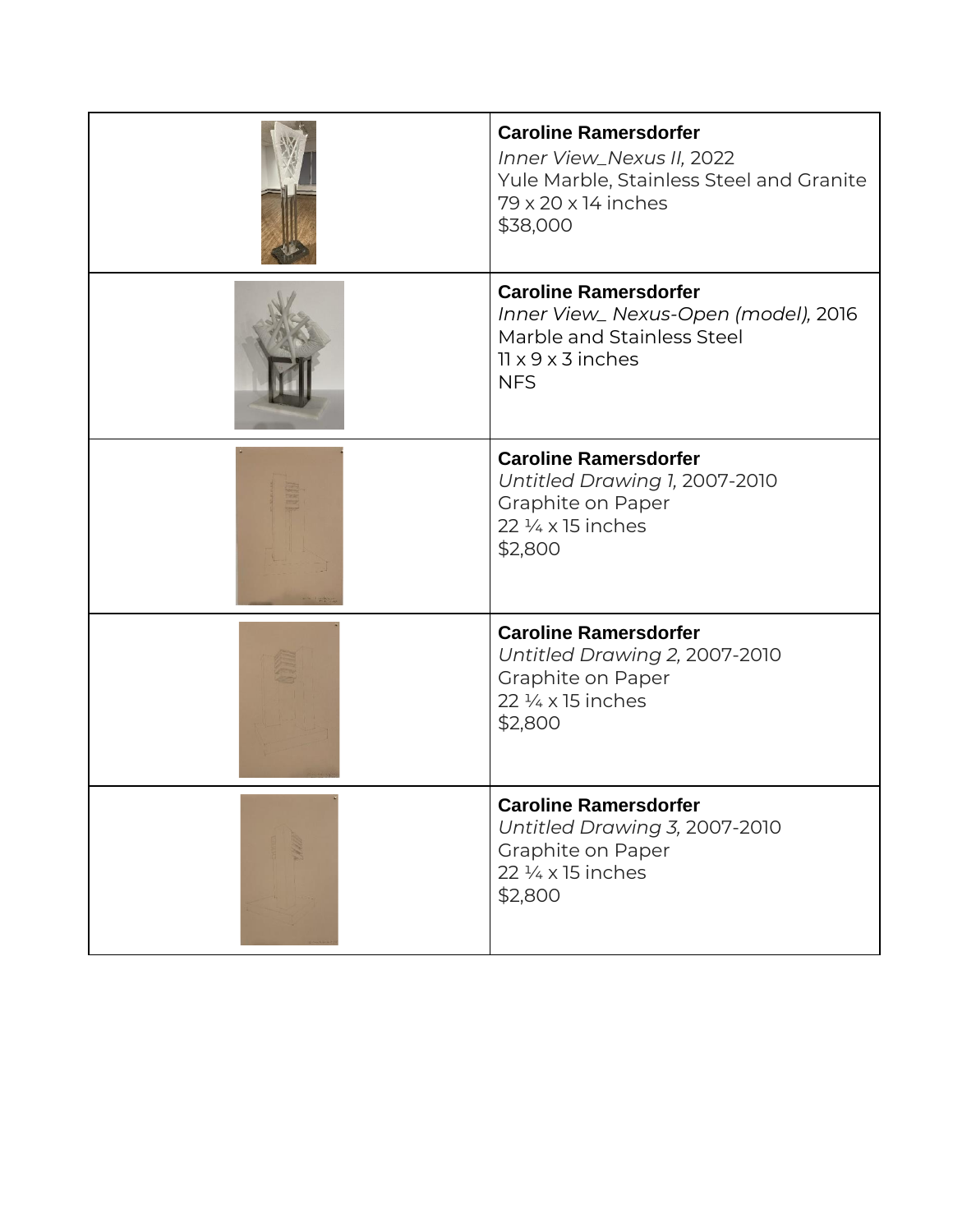| | |
|---|---|
| | **Caroline Ramersdorfer**<br>*Inner View_Nexus II,* 2022<br>Yule Marble, Stainless Steel and Granite<br>79 x 20 x 14 inches<br>$38,000 |
| | **Caroline Ramersdorfer**<br>*Inner View_ Nexus-Open (model),* 2016<br>Marble and Stainless Steel<br>11 x 9 x 3 inches<br>NFS |
| | **Caroline Ramersdorfer**<br>*Untitled Drawing 1,* 2007-2010<br>Graphite on Paper<br>22 ¼ x 15 inches<br>$2,800 |
| | **Caroline Ramersdorfer**<br>*Untitled Drawing 2,* 2007-2010<br>Graphite on Paper<br>22 ¼ x 15 inches<br>$2,800 |
| | **Caroline Ramersdorfer**<br>*Untitled Drawing 3,* 2007-2010<br>Graphite on Paper<br>22 ¼ x 15 inches<br>$2,800 |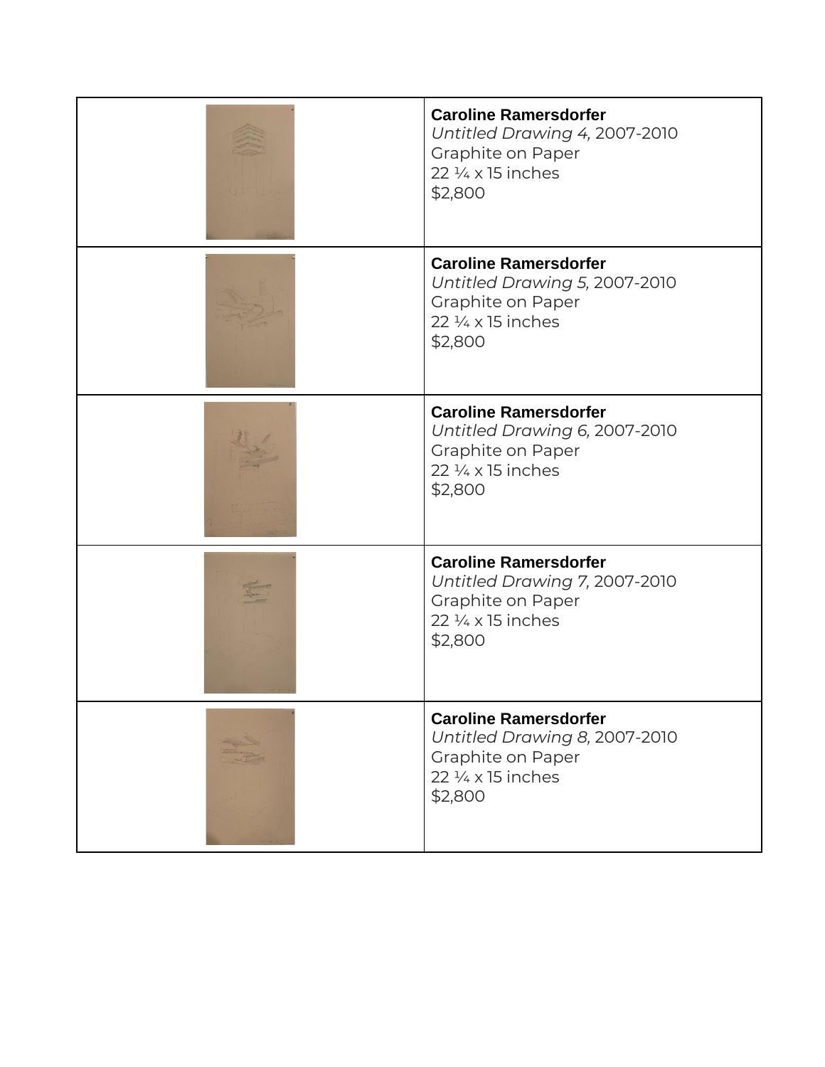| | |
|---|---|
| | **Caroline Ramersdorfer**<br>*Untitled Drawing 4,* 2007-2010<br>Graphite on Paper<br>22 ¼ x 15 inches<br>$2,800 |
| | **Caroline Ramersdorfer**<br>*Untitled Drawing 5,* 2007-2010<br>Graphite on Paper<br>22 ¼ x 15 inches<br>$2,800 |
| | **Caroline Ramersdorfer**<br>*Untitled Drawing 6,* 2007-2010<br>Graphite on Paper<br>22 ¼ x 15 inches<br>$2,800 |
| | **Caroline Ramersdorfer**<br>*Untitled Drawing 7,* 2007-2010<br>Graphite on Paper<br>22 ¼ x 15 inches<br>$2,800 |
| | **Caroline Ramersdorfer**<br>*Untitled Drawing 8,* 2007-2010<br>Graphite on Paper<br>22 ¼ x 15 inches<br>$2,800 |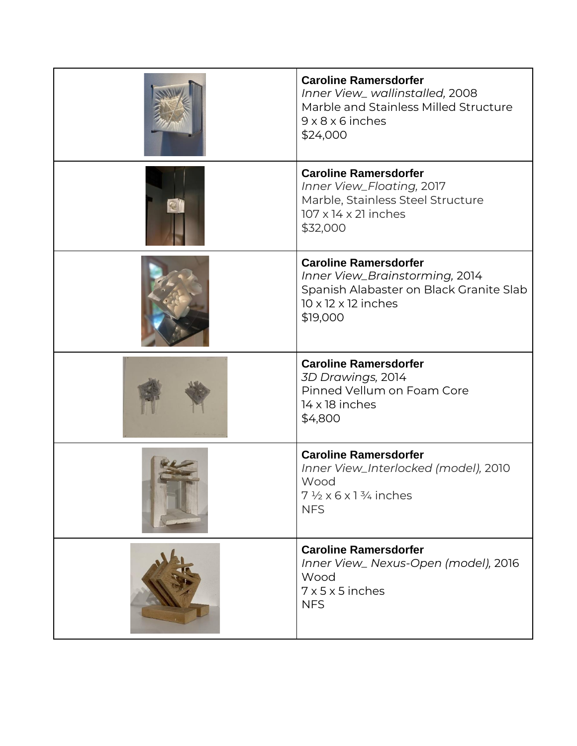| | |
|---|---|
| | **Caroline Ramersdorfer**<br>*Inner View_ wallinstalled,* 2008<br>Marble and Stainless Milled Structure<br>9 x 8 x 6 inches<br>$24,000 |
| | **Caroline Ramersdorfer**<br>*Inner View_Floating,* 2017<br>Marble, Stainless Steel Structure<br>107 x 14 x 21 inches<br>$32,000 |
| | **Caroline Ramersdorfer**<br>*Inner View_Brainstorming,* 2014<br>Spanish Alabaster on Black Granite Slab<br>10 x 12 x 12 inches<br>$19,000 |
| | **Caroline Ramersdorfer**<br>*3D Drawings,* 2014<br>Pinned Vellum on Foam Core<br>14 x 18 inches<br>$4,800 |
| | **Caroline Ramersdorfer**<br>*Inner View_Interlocked (model),* 2010<br>Wood<br>7 ½ x 6 x 1 ¾ inches<br>NFS |
| | **Caroline Ramersdorfer**<br>*Inner View_ Nexus-Open (model),* 2016<br>Wood<br>7 x 5 x 5 inches<br>NFS |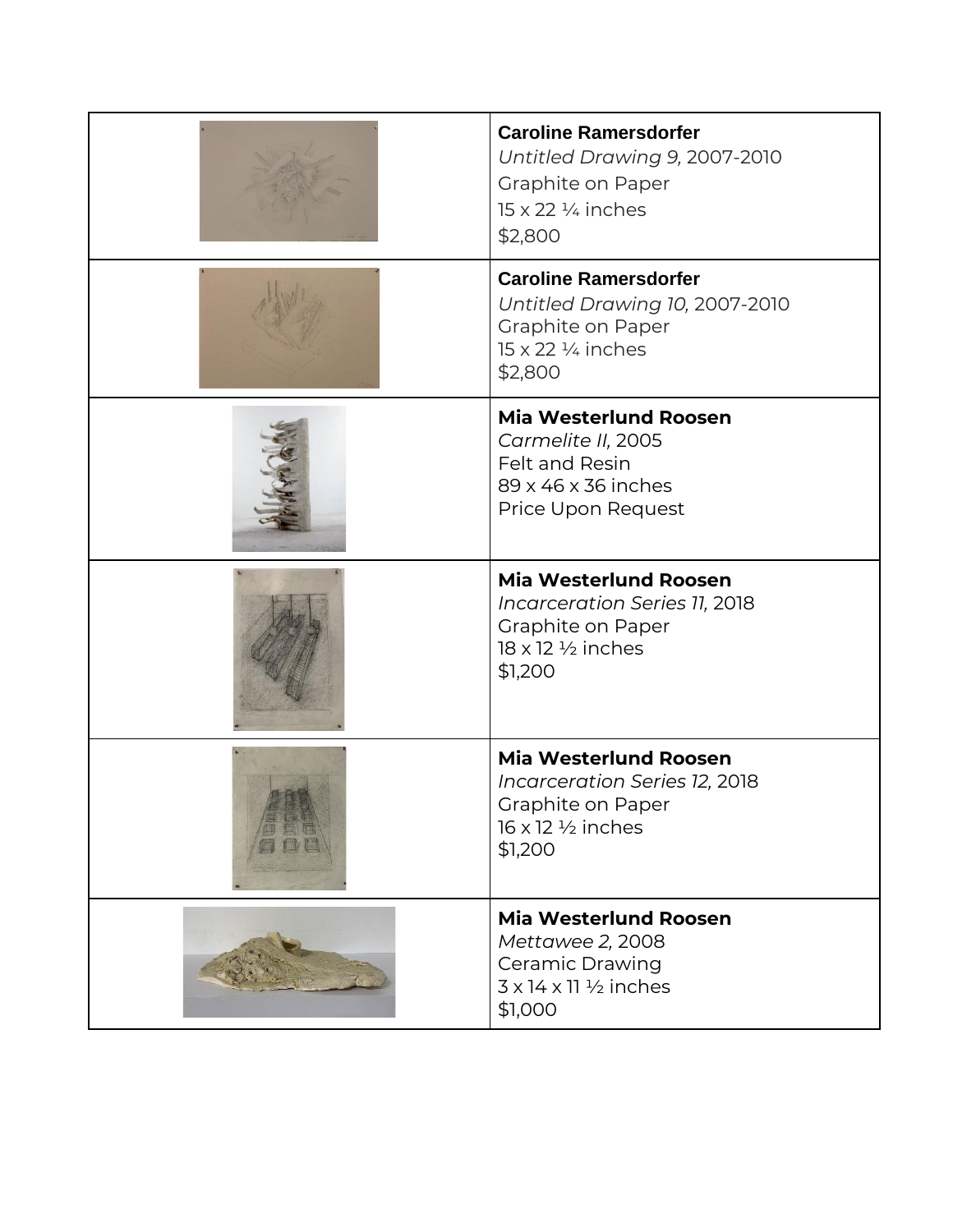| | |
|---|---|
| | **Caroline Ramersdorfer**<br>*Untitled Drawing 9,* 2007-2010<br>Graphite on Paper<br>15 x 22 ¼ inches<br>$2,800 |
| | **Caroline Ramersdorfer**<br>*Untitled Drawing 10,* 2007-2010<br>Graphite on Paper<br>15 x 22 ¼ inches<br>$2,800 |
| | **Mia Westerlund Roosen**<br>*Carmelite II,* 2005<br>Felt and Resin<br>89 x 46 x 36 inches<br>Price Upon Request |
| | **Mia Westerlund Roosen**<br>*Incarceration Series 11,* 2018<br>Graphite on Paper<br>18 x 12 ½ inches<br>$1,200 |
| | **Mia Westerlund Roosen**<br>*Incarceration Series 12,* 2018<br>Graphite on Paper<br>16 x 12 ½ inches<br>$1,200 |
| | **Mia Westerlund Roosen**<br>*Mettawee 2,* 2008<br>Ceramic Drawing<br>3 x 14 x 11 ½ inches<br>$1,000 |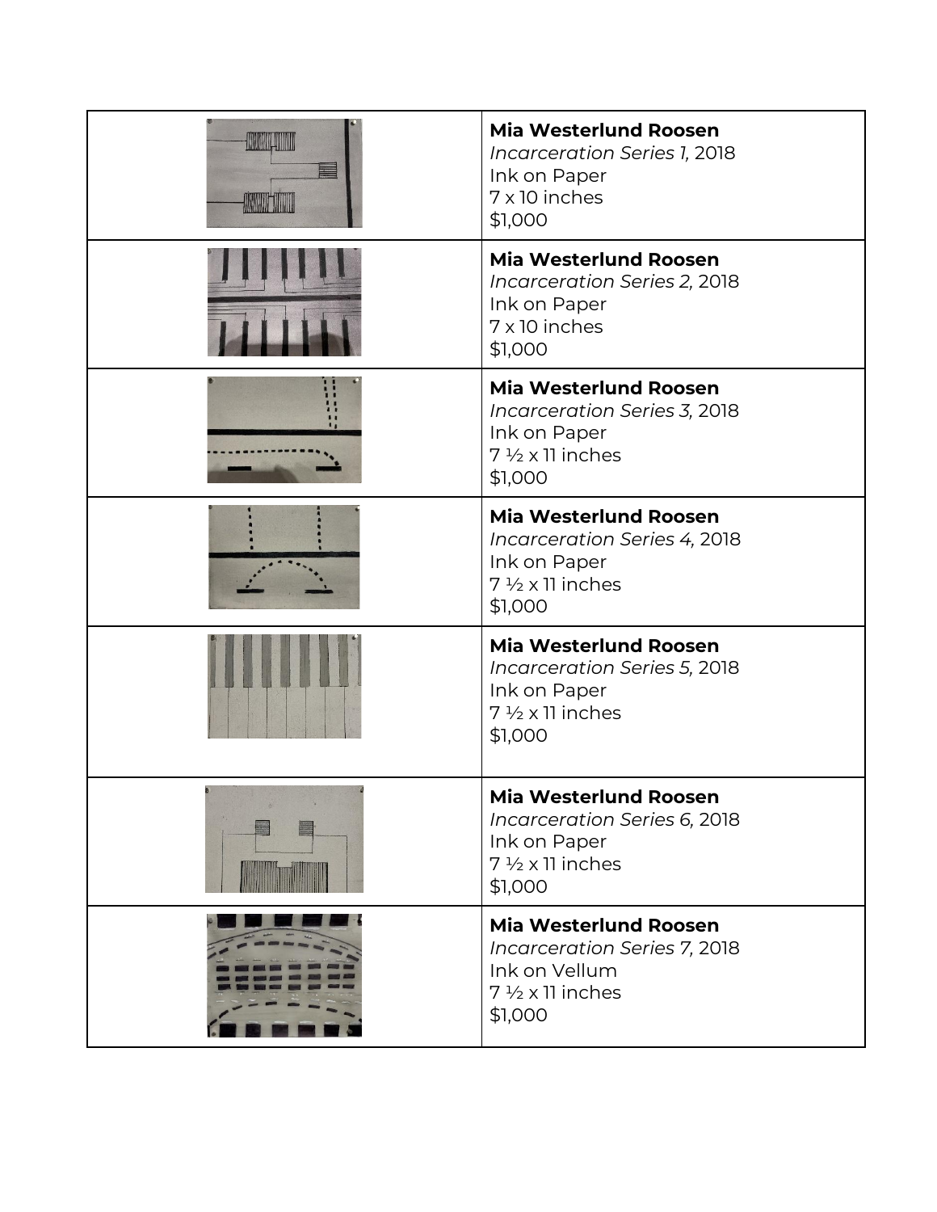| | |
|---|---|
| | **Mia Westerlund Roosen**<br>*Incarceration Series 1,* 2018<br>Ink on Paper<br>7 x 10 inches<br>$1,000 |
| | **Mia Westerlund Roosen**<br>*Incarceration Series 2,* 2018<br>Ink on Paper<br>7 x 10 inches<br>$1,000 |
| | **Mia Westerlund Roosen**<br>*Incarceration Series 3,* 2018<br>Ink on Paper<br>7 ½ x 11 inches<br>$1,000 |
| | **Mia Westerlund Roosen**<br>*Incarceration Series 4,* 2018<br>Ink on Paper<br>7 ½ x 11 inches<br>$1,000 |
| | **Mia Westerlund Roosen**<br>*Incarceration Series 5,* 2018<br>Ink on Paper<br>7 ½ x 11 inches<br>$1,000 |
| | **Mia Westerlund Roosen**<br>*Incarceration Series 6,* 2018<br>Ink on Paper<br>7 ½ x 11 inches<br>$1,000 |
| | **Mia Westerlund Roosen**<br>*Incarceration Series 7,* 2018<br>Ink on Vellum<br>7 ½ x 11 inches<br>$1,000 |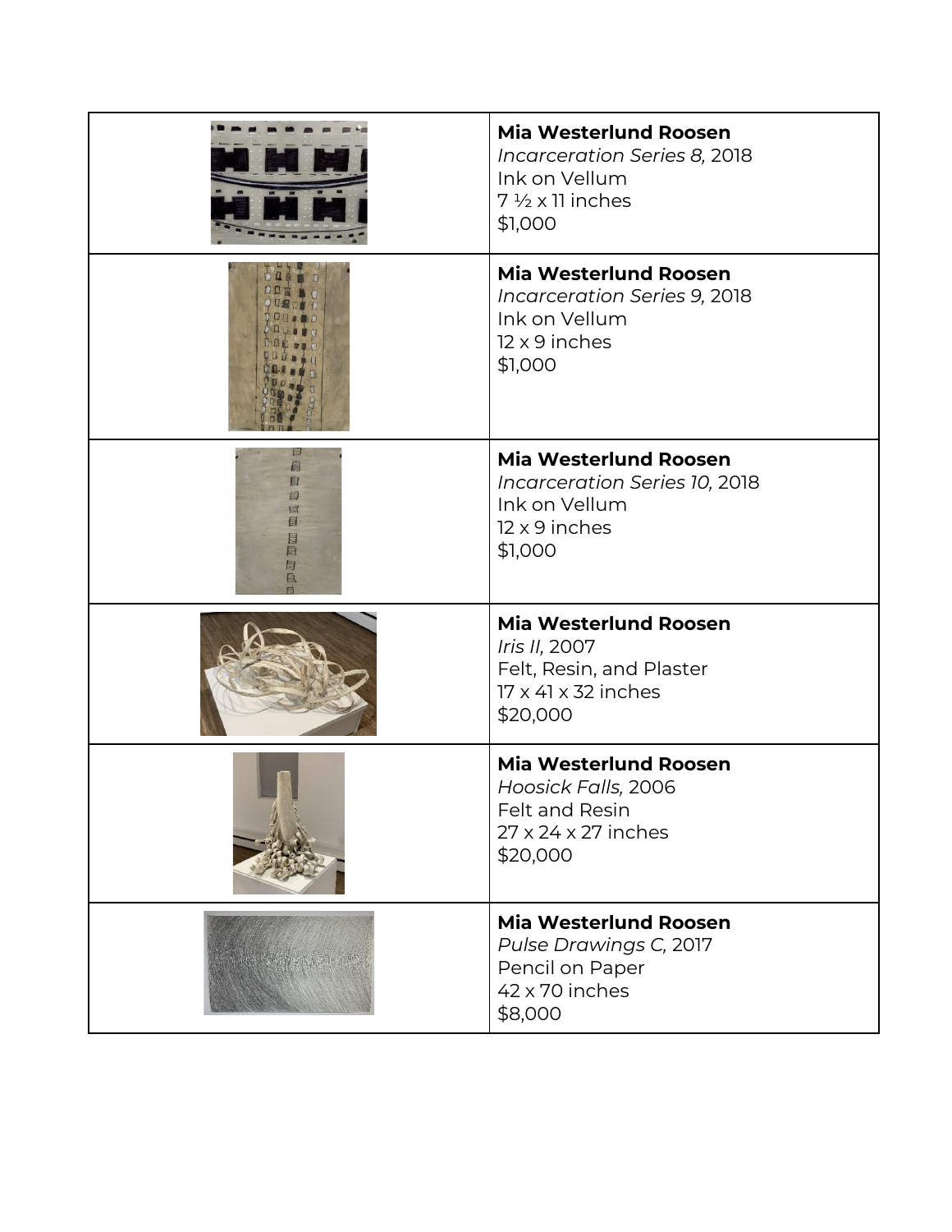| | |
|---|---|
| | **Mia Westerlund Roosen**<br>*Incarceration Series 8,* 2018<br>Ink on Vellum<br>7 ½ x 11 inches<br>$1,000 |
| | **Mia Westerlund Roosen**<br>*Incarceration Series 9,* 2018<br>Ink on Vellum<br>12 x 9 inches<br>$1,000 |
| | **Mia Westerlund Roosen**<br>*Incarceration Series 10,* 2018<br>Ink on Vellum<br>12 x 9 inches<br>$1,000 |
| | **Mia Westerlund Roosen**<br>*Iris II,* 2007<br>Felt, Resin, and Plaster<br>17 x 41 x 32 inches<br>$20,000 |
| | **Mia Westerlund Roosen**<br>*Hoosick Falls,* 2006<br>Felt and Resin<br>27 x 24 x 27 inches<br>$20,000 |
| | **Mia Westerlund Roosen**<br>*Pulse Drawings C,* 2017<br>Pencil on Paper<br>42 x 70 inches<br>$8,000 |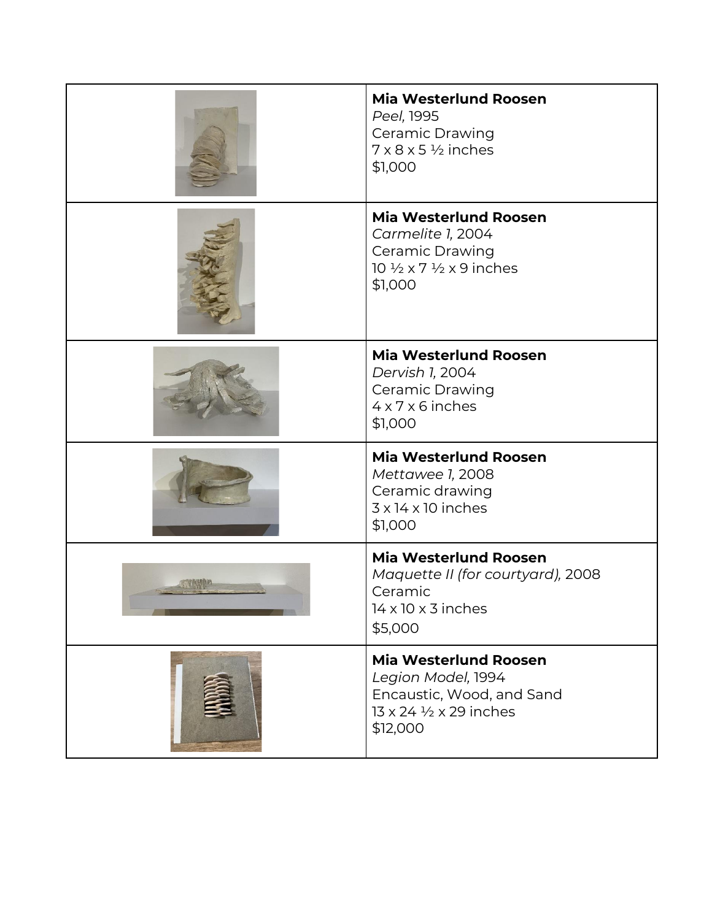| | |
|---|---|
| | **Mia Westerlund Roosen**<br>*Peel,* 1995<br>Ceramic Drawing<br>7 x 8 x 5 ½ inches<br>$1,000 |
| | **Mia Westerlund Roosen**<br>*Carmelite 1,* 2004<br>Ceramic Drawing<br>10 ½ x 7 ½ x 9 inches<br>$1,000 |
| | **Mia Westerlund Roosen**<br>*Dervish 1,* 2004<br>Ceramic Drawing<br>4 x 7 x 6 inches<br>$1,000 |
| | **Mia Westerlund Roosen**<br>*Mettawee 1,* 2008<br>Ceramic drawing<br>3 x 14 x 10 inches<br>$1,000 |
| | **Mia Westerlund Roosen**<br>*Maquette II (for courtyard),* 2008<br>Ceramic<br>14 x 10 x 3 inches<br>$5,000 |
| | **Mia Westerlund Roosen**<br>*Legion Model,* 1994<br>Encaustic, Wood, and Sand<br>13 x 24 ½ x 29 inches<br>$12,000 |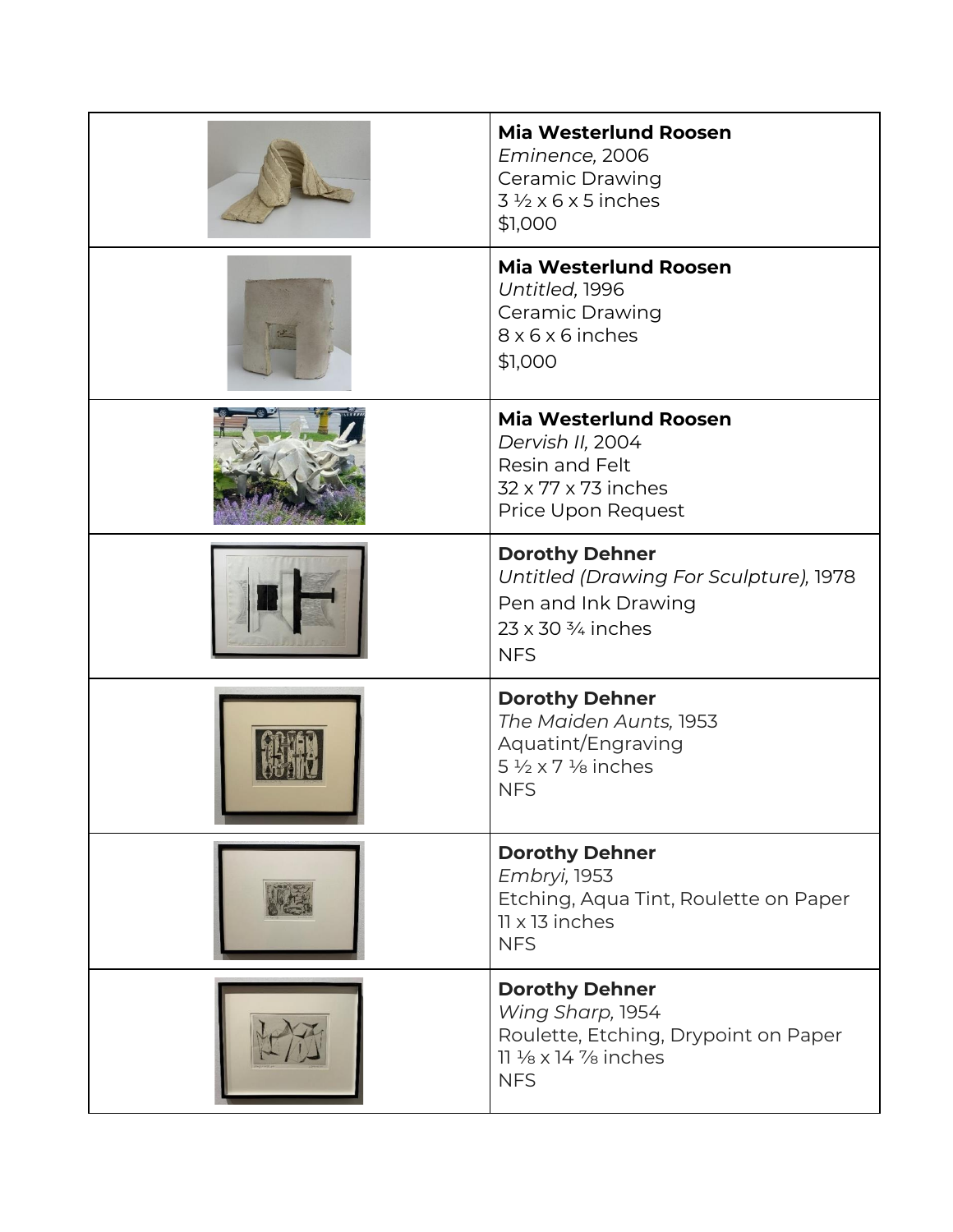| | |
|---|---|
| | **Mia Westerlund Roosen**<br>*Eminence,* 2006<br>Ceramic Drawing<br>3 ½ x 6 x 5 inches<br>$1,000 |
| | **Mia Westerlund Roosen**<br>*Untitled,* 1996<br>Ceramic Drawing<br>8 x 6 x 6 inches<br>$1,000 |
| | **Mia Westerlund Roosen**<br>*Dervish II,* 2004<br>Resin and Felt<br>32 x 77 x 73 inches<br>Price Upon Request |
| | **Dorothy Dehner**<br>*Untitled (Drawing For Sculpture),* 1978<br>Pen and Ink Drawing<br>23 x 30 ¾ inches<br>NFS |
| | **Dorothy Dehner**<br>*The Maiden Aunts,* 1953<br>Aquatint/Engraving<br>5 ½ x 7 ⅛ inches<br>NFS |
| | **Dorothy Dehner**<br>*Embryi,* 1953<br>Etching, Aqua Tint, Roulette on Paper<br>11 x 13 inches<br>NFS |
| | **Dorothy Dehner**<br>*Wing Sharp,* 1954<br>Roulette, Etching, Drypoint on Paper<br>11 ⅛ x 14 ⅞ inches<br>NFS |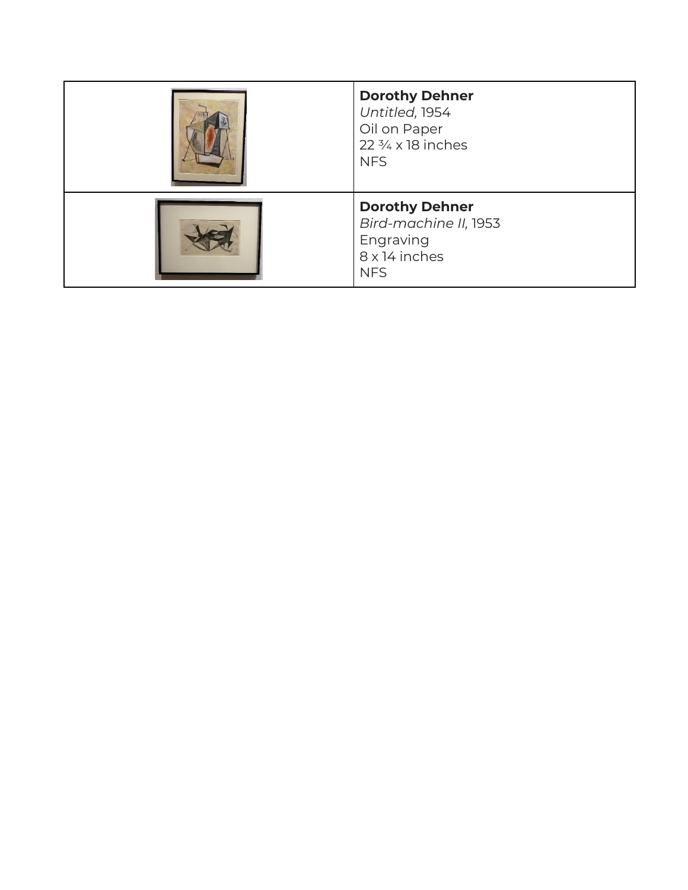| | |
|---|---|
| | **Dorothy Dehner**<br>*Untitled*, 1954<br>Oil on Paper<br>22 ¾ x 18 inches<br>NFS |
| | **Dorothy Dehner**<br>*Bird-machine II*, 1953<br>Engraving<br>8 x 14 inches<br>NFS |